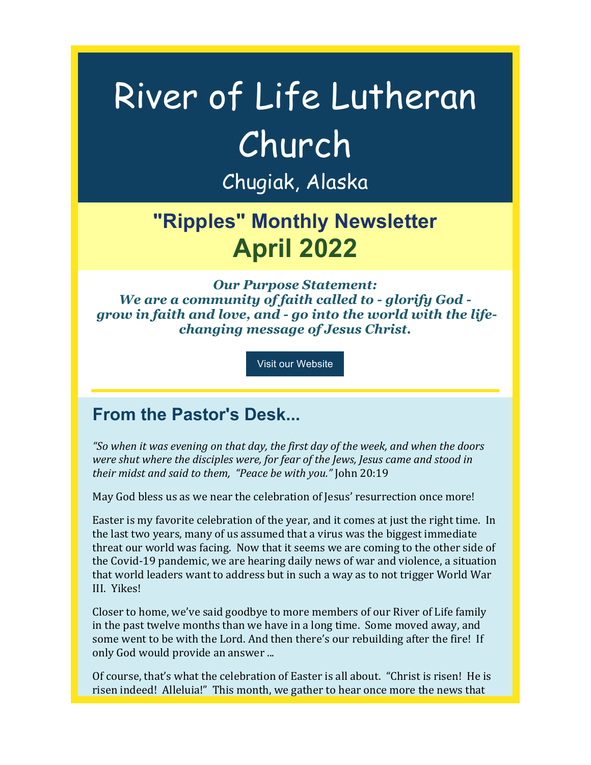# River of Life Lutheran Church

Chugiak, Alaska

## "Ripples" Monthly Newsletter
## April 2022

***Our Purpose Statement:***
***We are a community of faith called to - glorify God - grow in faith and love, and - go into the world with the life-changing message of Jesus Christ.***

Visit our Website

---

## From the Pastor's Desk...

*"So when it was evening on that day, the first day of the week, and when the doors were shut where the disciples were, for fear of the Jews, Jesus came and stood in their midst and said to them, "Peace be with you."* John 20:19

May God bless us as we near the celebration of Jesus' resurrection once more!

Easter is my favorite celebration of the year, and it comes at just the right time. In the last two years, many of us assumed that a virus was the biggest immediate threat our world was facing. Now that it seems we are coming to the other side of the Covid-19 pandemic, we are hearing daily news of war and violence, a situation that world leaders want to address but in such a way as to not trigger World War III. Yikes!

Closer to home, we've said goodbye to more members of our River of Life family in the past twelve months than we have in a long time. Some moved away, and some went to be with the Lord. And then there's our rebuilding after the fire! If only God would provide an answer ...

Of course, that's what the celebration of Easter is all about. "Christ is risen! He is risen indeed! Alleluia!" This month, we gather to hear once more the news that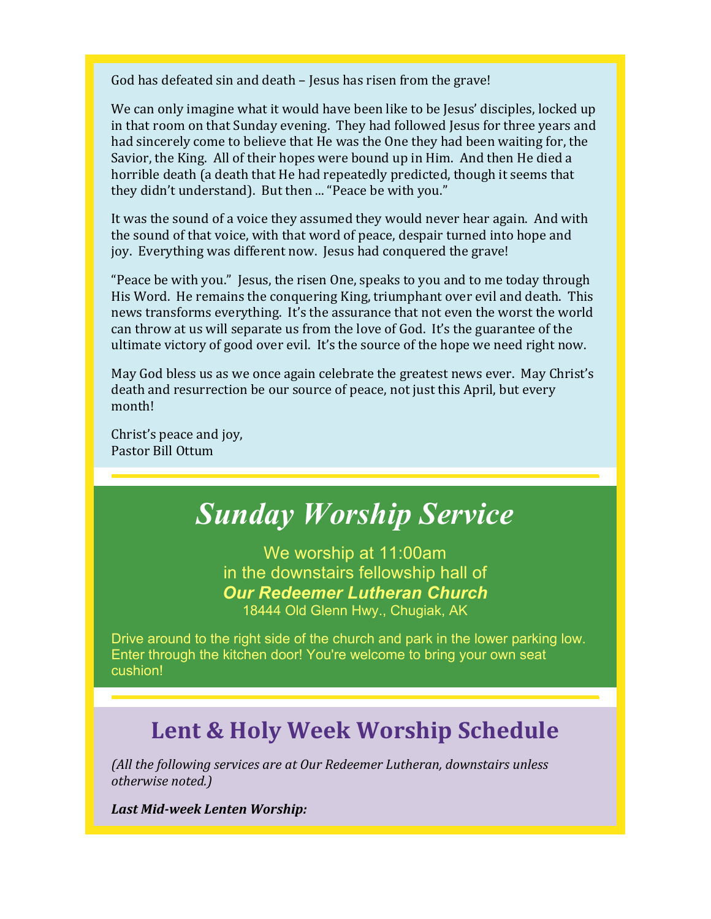God has defeated sin and death – Jesus has risen from the grave!

We can only imagine what it would have been like to be Jesus' disciples, locked up in that room on that Sunday evening. They had followed Jesus for three years and had sincerely come to believe that He was the One they had been waiting for, the Savior, the King. All of their hopes were bound up in Him. And then He died a horrible death (a death that He had repeatedly predicted, though it seems that they didn't understand). But then ... "Peace be with you."

It was the sound of a voice they assumed they would never hear again. And with the sound of that voice, with that word of peace, despair turned into hope and joy. Everything was different now. Jesus had conquered the grave!

"Peace be with you." Jesus, the risen One, speaks to you and to me today through His Word. He remains the conquering King, triumphant over evil and death. This news transforms everything. It's the assurance that not even the worst the world can throw at us will separate us from the love of God. It's the guarantee of the ultimate victory of good over evil. It's the source of the hope we need right now.

May God bless us as we once again celebrate the greatest news ever. May Christ's death and resurrection be our source of peace, not just this April, but every month!

Christ's peace and joy,
Pastor Bill Ottum

# *Sunday Worship Service*

We worship at 11:00am
in the downstairs fellowship hall of
***Our Redeemer Lutheran Church***
18444 Old Glenn Hwy., Chugiak, AK

Drive around to the right side of the church and park in the lower parking low. Enter through the kitchen door! You're welcome to bring your own seat cushion!

## Lent & Holy Week Worship Schedule

*(All the following services are at Our Redeemer Lutheran, downstairs unless otherwise noted.)*

***Last Mid-week Lenten Worship:***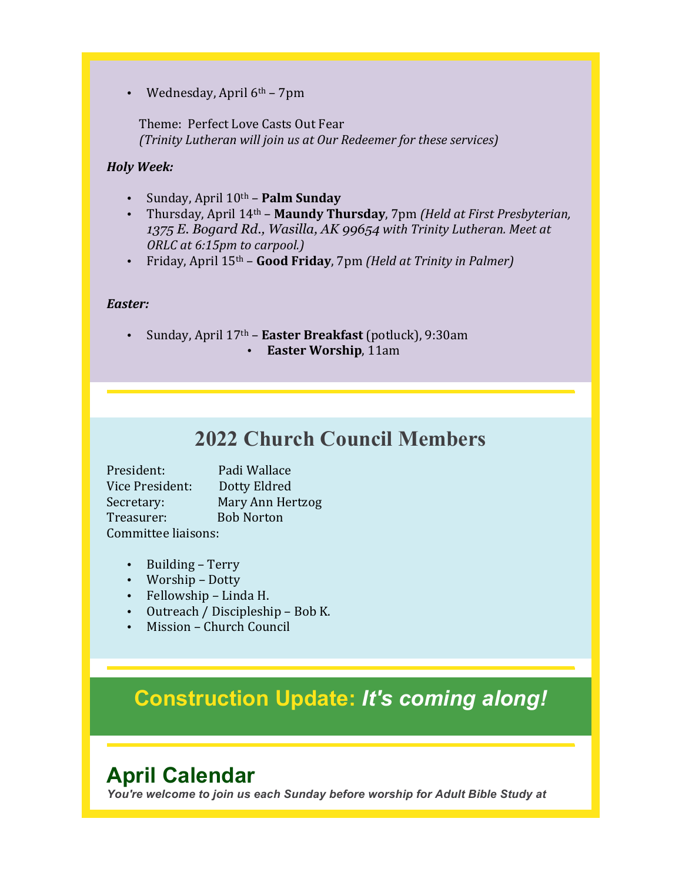- Wednesday, April 6th – 7pm

  Theme: Perfect Love Casts Out Fear
  *(Trinity Lutheran will join us at Our Redeemer for these services)*

***Holy Week:***

- Sunday, April 10th – **Palm Sunday**
- Thursday, April 14th – **Maundy Thursday**, 7pm *(Held at First Presbyterian, 1375 E. Bogard Rd., Wasilla, AK 99654 with Trinity Lutheran. Meet at ORLC at 6:15pm to carpool.)*
- Friday, April 15th – **Good Friday**, 7pm *(Held at Trinity in Palmer)*

***Easter:***

- Sunday, April 17th – **Easter Breakfast** (potluck), 9:30am
  - **Easter Worship**, 11am

## 2022 Church Council Members

President: Padi Wallace
Vice President: Dotty Eldred
Secretary: Mary Ann Hertzog
Treasurer: Bob Norton
Committee liaisons:

- Building – Terry
- Worship – Dotty
- Fellowship – Linda H.
- Outreach / Discipleship – Bob K.
- Mission – Church Council

## Construction Update: *It's coming along!*

## April Calendar

***You're welcome to join us each Sunday before worship for Adult Bible Study at***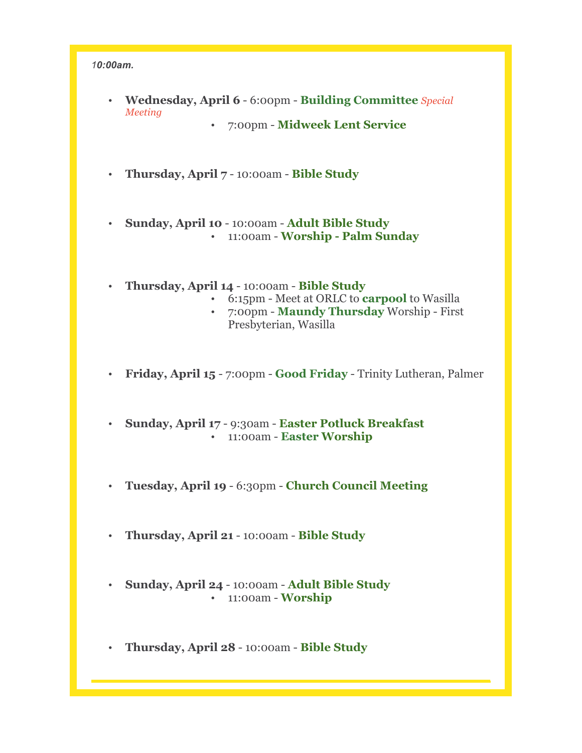*10:00am.*

- **Wednesday, April 6** - 6:00pm - **Building Committee** *Special Meeting*
  - 7:00pm - **Midweek Lent Service**

- **Thursday, April 7** - 10:00am - **Bible Study**

- **Sunday, April 10** - 10:00am - **Adult Bible Study**
  - 11:00am - **Worship - Palm Sunday**

- **Thursday, April 14** - 10:00am - **Bible Study**
  - 6:15pm - Meet at ORLC to **carpool** to Wasilla
  - 7:00pm - **Maundy Thursday** Worship - First Presbyterian, Wasilla

- **Friday, April 15** - 7:00pm - **Good Friday** - Trinity Lutheran, Palmer

- **Sunday, April 17** - 9:30am - **Easter Potluck Breakfast**
  - 11:00am - **Easter Worship**

- **Tuesday, April 19** - 6:30pm - **Church Council Meeting**

- **Thursday, April 21** - 10:00am - **Bible Study**

- **Sunday, April 24** - 10:00am - **Adult Bible Study**
  - 11:00am - **Worship**

- **Thursday, April 28** - 10:00am - **Bible Study**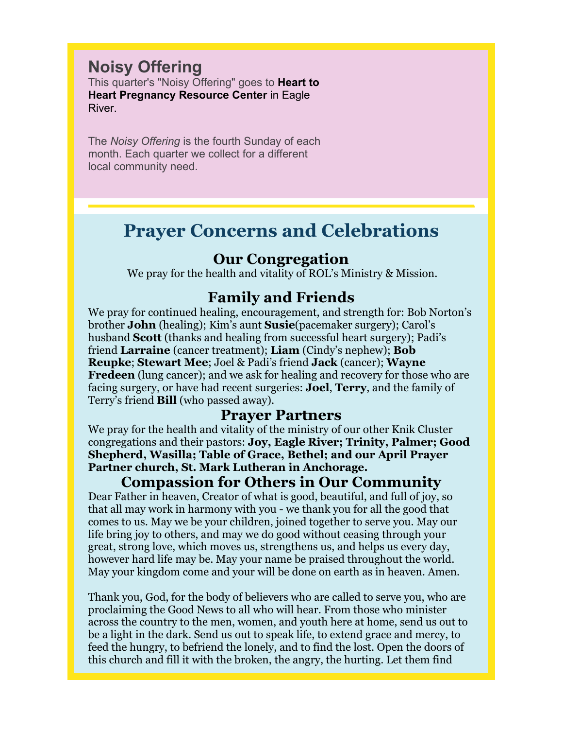## Noisy Offering

This quarter's "Noisy Offering" goes to **Heart to Heart Pregnancy Resource Center** in Eagle River.

The *Noisy Offering* is the fourth Sunday of each month. Each quarter we collect for a different local community need.

# Prayer Concerns and Celebrations

## Our Congregation

We pray for the health and vitality of ROL's Ministry & Mission.

## Family and Friends

We pray for continued healing, encouragement, and strength for: Bob Norton's brother **John** (healing); Kim's aunt **Susie**(pacemaker surgery); Carol's husband **Scott** (thanks and healing from successful heart surgery); Padi's friend **Larraine** (cancer treatment); **Liam** (Cindy's nephew); **Bob Reupke**; **Stewart Mee**; Joel & Padi's friend **Jack** (cancer); **Wayne Fredeen** (lung cancer); and we ask for healing and recovery for those who are facing surgery, or have had recent surgeries: **Joel**, **Terry**, and the family of Terry's friend **Bill** (who passed away).

## Prayer Partners

We pray for the health and vitality of the ministry of our other Knik Cluster congregations and their pastors: **Joy, Eagle River; Trinity, Palmer; Good Shepherd, Wasilla; Table of Grace, Bethel; and our April Prayer Partner church, St. Mark Lutheran in Anchorage.**

## Compassion for Others in Our Community

Dear Father in heaven, Creator of what is good, beautiful, and full of joy, so that all may work in harmony with you - we thank you for all the good that comes to us. May we be your children, joined together to serve you. May our life bring joy to others, and may we do good without ceasing through your great, strong love, which moves us, strengthens us, and helps us every day, however hard life may be. May your name be praised throughout the world. May your kingdom come and your will be done on earth as in heaven. Amen.

Thank you, God, for the body of believers who are called to serve you, who are proclaiming the Good News to all who will hear. From those who minister across the country to the men, women, and youth here at home, send us out to be a light in the dark. Send us out to speak life, to extend grace and mercy, to feed the hungry, to befriend the lonely, and to find the lost. Open the doors of this church and fill it with the broken, the angry, the hurting. Let them find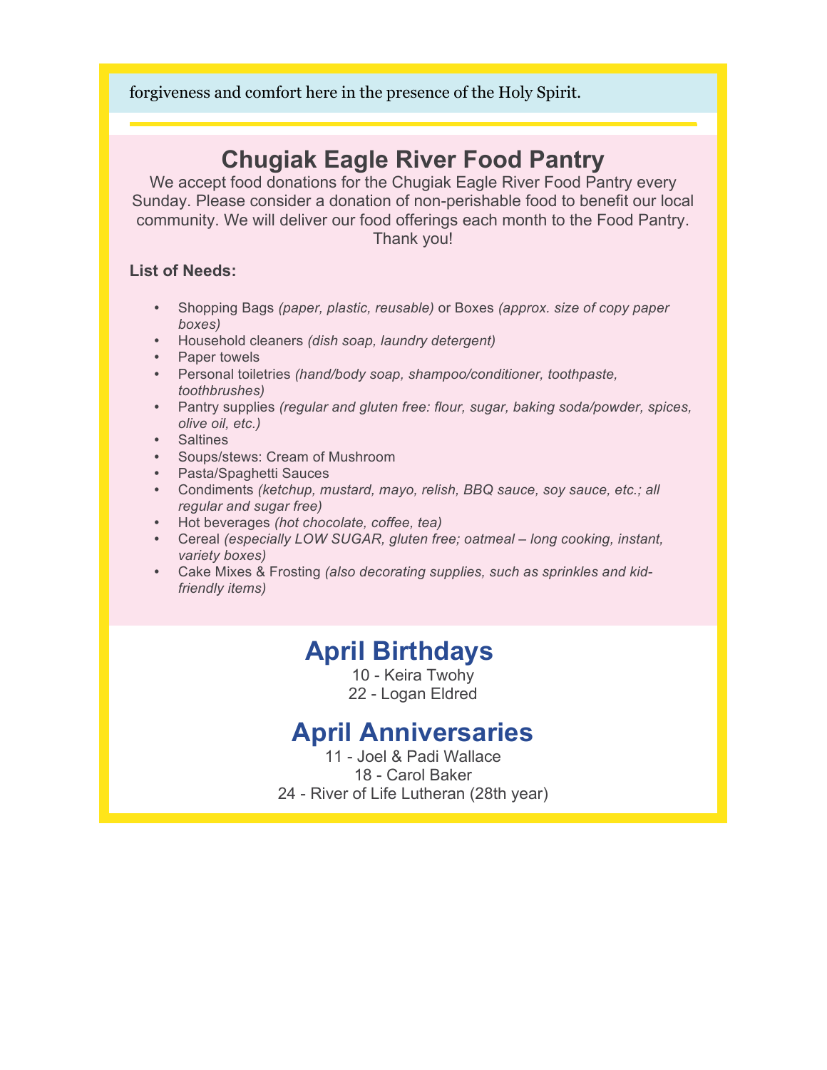forgiveness and comfort here in the presence of the Holy Spirit.

## Chugiak Eagle River Food Pantry

We accept food donations for the Chugiak Eagle River Food Pantry every Sunday. Please consider a donation of non-perishable food to benefit our local community. We will deliver our food offerings each month to the Food Pantry. Thank you!

**List of Needs:**

- Shopping Bags *(paper, plastic, reusable)* or Boxes *(approx. size of copy paper boxes)*
- Household cleaners *(dish soap, laundry detergent)*
- Paper towels
- Personal toiletries *(hand/body soap, shampoo/conditioner, toothpaste, toothbrushes)*
- Pantry supplies *(regular and gluten free: flour, sugar, baking soda/powder, spices, olive oil, etc.)*
- Saltines
- Soups/stews: Cream of Mushroom
- Pasta/Spaghetti Sauces
- Condiments *(ketchup, mustard, mayo, relish, BBQ sauce, soy sauce, etc.; all regular and sugar free)*
- Hot beverages *(hot chocolate, coffee, tea)*
- Cereal *(especially LOW SUGAR, gluten free; oatmeal – long cooking, instant, variety boxes)*
- Cake Mixes & Frosting *(also decorating supplies, such as sprinkles and kid-friendly items)*

## April Birthdays

10 - Keira Twohy
22 - Logan Eldred

## April Anniversaries

11 - Joel & Padi Wallace
18 - Carol Baker
24 - River of Life Lutheran (28th year)